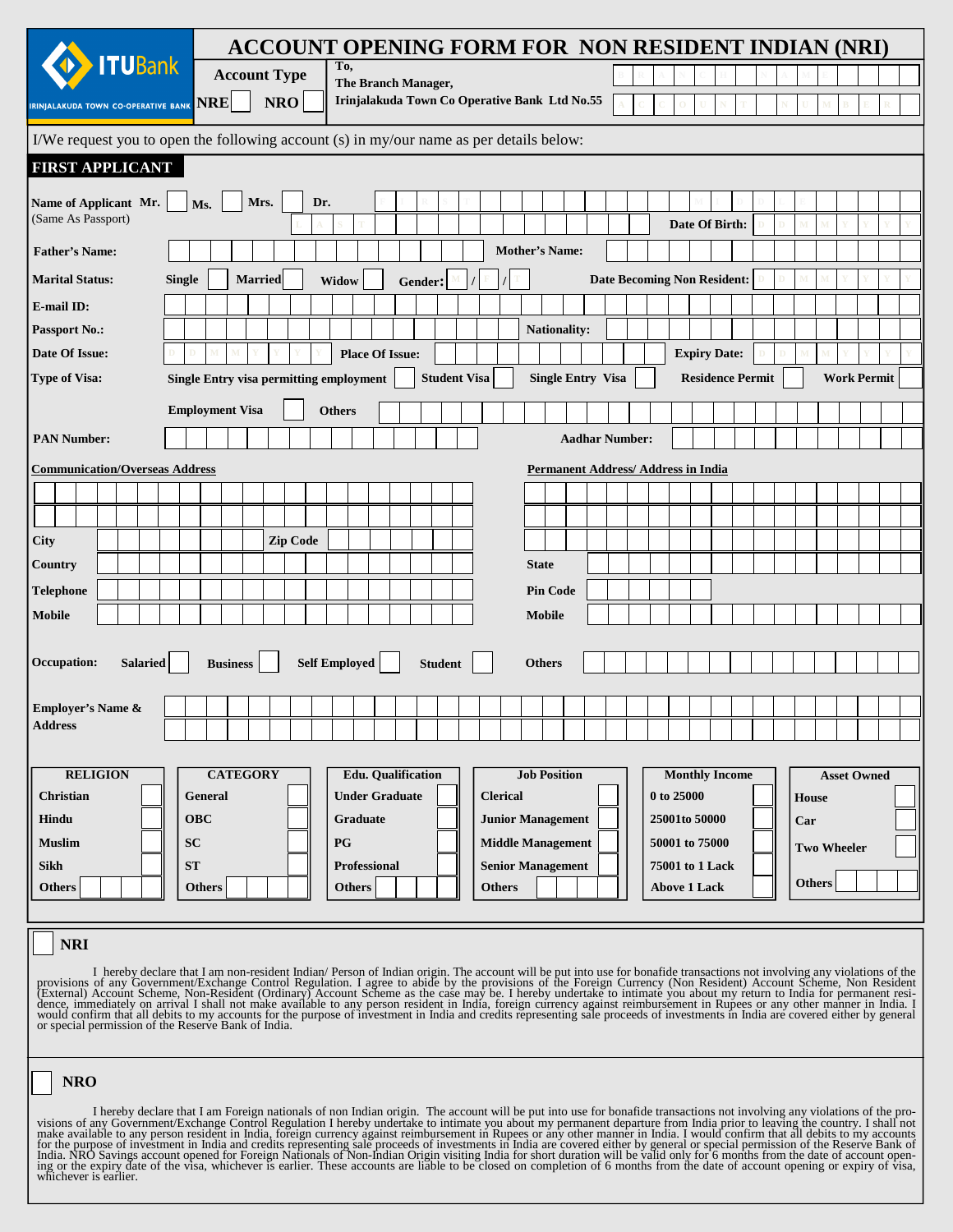**IRINJALAKUDA TOWN CO-OPERATIVE BANK** (ITUBank)

# ACCOUNT OPENING FORM FOR NON RESIDENT INDIAN (NRI)

**Account Type**

**NRE** ☐ **NRO** ☐

**To,**
**The Branch Manager,**
**Irinjalakuda Town Co Operative Bank Ltd No.55**

BRANCH NAME: ____________

ACCOUNT NUMBER: ____________

I/We request you to open the following account (s) in my/our name as per details below:

## FIRST APPLICANT

**Name of Applicant** Mr. ☐ Ms. ☐ Mrs. ☐ Dr. ☐ FIRST ____________ MIDDLE ____________
(Same As Passport) LAST ____________ **Date Of Birth:** DD MM YYYY

**Father's Name:** ____________ **Mother's Name:** ____________

**Marital Status:** Single ☐ Married ☐ Widow ☐ **Gender:** M / F / T **Date Becoming Non Resident:** DD MM YYYY

**E-mail ID:** ____________

**Passport No.:** ____________ **Nationality:** ____________

**Date Of Issue:** DD MM YYYY **Place Of Issue:** ____________ **Expiry Date:** DD MM YYYY

**Type of Visa:** Single Entry visa permitting employment ☐ Student Visa ☐ Single Entry Visa ☐ Residence Permit ☐ Work Permit ☐

Employment Visa ☐ Others ____________

**PAN Number:** ____________ **Aadhar Number:** ____________

**Communication/Overseas Address**

____________
____________

**City** ____________ **Zip Code** ____________

**Country** ____________

**Telephone** ____________

**Mobile** ____________

**Permanent Address/ Address in India**

____________
____________
____________

**State** ____________

**Pin Code** ____________

**Mobile** ____________

**Occupation:** Salaried ☐ Business ☐ Self Employed ☐ Student ☐ Others ____________

**Employer's Name & Address** ____________

| RELIGION | CATEGORY | Edu. Qualification | Job Position | Monthly Income | Asset Owned |
|---|---|---|---|---|---|
| Christian ☐ | General ☐ | Under Graduate ☐ | Clerical ☐ | 0 to 25000 ☐ | House ☐ |
| Hindu ☐ | OBC ☐ | Graduate ☐ | Junior Management ☐ | 25001to 50000 ☐ | Car ☐ |
| Muslim ☐ | SC ☐ | PG ☐ | Middle Management ☐ | 50001 to 75000 ☐ | Two Wheeler ☐ |
| Sikh ☐ | ST ☐ | Professional ☐ | Senior Management ☐ | 75001 to 1 Lack ☐ | Others ____ |
| Others ____ | Others ____ | Others ____ | Others ____ | Above 1 Lack ☐ | |

☐ **NRI**

I hereby declare that I am non-resident Indian/ Person of Indian origin. The account will be put into use for bonafide transactions not involving any violations of the provisions of any Government/Exchange Control Regulation. I agree to abide by the provisions of the Foreign Currency (Non Resident) Account Scheme, Non Resident (External) Account Scheme, Non-Resident (Ordinary) Account Scheme as the case may be. I hereby undertake to intimate you about my return to India for permanent residence, immediately on arrival I shall not make available to any person resident in India, foreign currency against reimbursement in Rupees or any other manner in India. I would confirm that all debits to my accounts for the purpose of investment in India and credits representing sale proceeds of investments in India are covered either by general or special permission of the Reserve Bank of India.

☐ **NRO**

I hereby declare that I am Foreign nationals of non Indian origin. The account will be put into use for bonafide transactions not involving any violations of the provisions of any Government/Exchange Control Regulation I hereby undertake to intimate you about my permanent departure from India prior to leaving the country. I shall not make available to any person resident in India, foreign currency against reimbursement in Rupees or any other manner in India. I would confirm that all debits to my accounts for the purpose of investment in India and credits representing sale proceeds of investments in India are covered either by general or special permission of the Reserve Bank of India. NRO Savings account opened for Foreign Nationals of Non-Indian Origin visiting India for short duration will be valid only for 6 months from the date of account opening or the expiry date of the visa, whichever is earlier. These accounts are liable to be closed on completion of 6 months from the date of account opening or expiry of visa, whichever is earlier.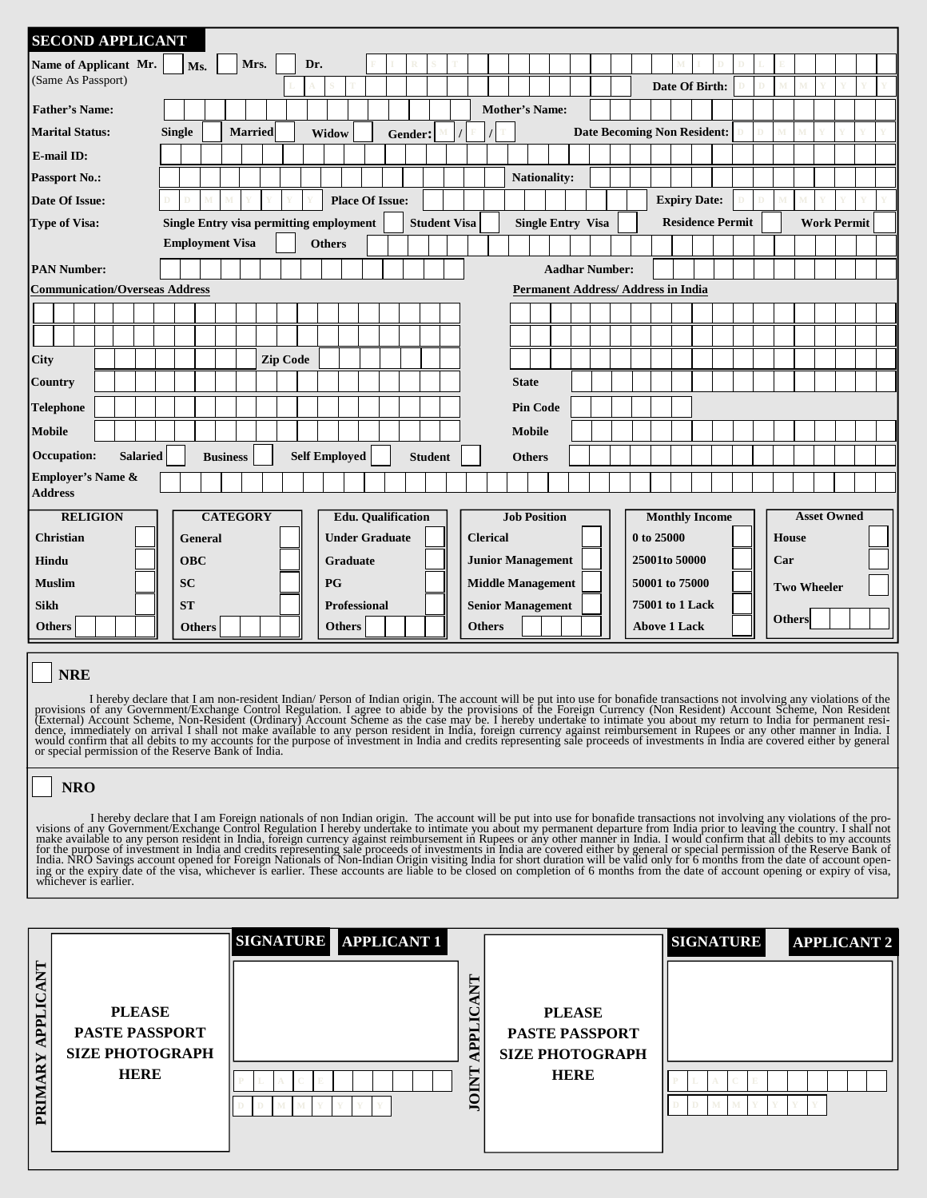## SECOND APPLICANT

**Name of Applicant** Mr. ☐ Ms. ☐ Mrs. ☐ Dr. ☐ FIRST ___ MIDDLE ___
(Same As Passport) LAST ___ **Date Of Birth:** DDMMYYYY

**Father's Name:** ___ **Mother's Name:** ___

**Marital Status:** Single ☐ Married ☐ Widow ☐ **Gender:** M / F / T **Date Becoming Non Resident:** DDMMYYYY

**E-mail ID:** ___

**Passport No.:** ___ **Nationality:** ___

**Date Of Issue:** DDMMYYYY **Place Of Issue:** ___ **Expiry Date:** DDMMYYYY

**Type of Visa:** Single Entry visa permitting employment ☐ Student Visa ☐ Single Entry Visa ☐ Residence Permit ☐ Work Permit ☐
Employment Visa ☐ Others ___

**PAN Number:** ___ **Aadhar Number:** ___

**Communication/Overseas Address** ___
**City** ___ **Zip Code** ___
**Country** ___
**Telephone** ___
**Mobile** ___

**Permanent Address/ Address in India** ___
**State** ___
**Pin Code** ___
**Mobile** ___

**Occupation:** Salaried ☐ Business ☐ Self Employed ☐ Student ☐ Others ___

**Employer's Name & Address** ___

| RELIGION | CATEGORY | Edu. Qualification | Job Position | Monthly Income | Asset Owned |
|---|---|---|---|---|---|
| Christian ☐ | General ☐ | Under Graduate ☐ | Clerical ☐ | 0 to 25000 ☐ | House ☐ |
| Hindu ☐ | OBC ☐ | Graduate ☐ | Junior Management ☐ | 25001to 50000 ☐ | Car ☐ |
| Muslim ☐ | SC ☐ | PG ☐ | Middle Management ☐ | 50001 to 75000 ☐ | Two Wheeler ☐ |
| Sikh ☐ | ST ☐ | Professional ☐ | Senior Management ☐ | 75001 to 1 Lack ☐ | Others ___ |
| Others ___ | Others ___ | Others ___ | Others ___ | Above 1 Lack ☐ | |

☐ **NRE**

I hereby declare that I am non-resident Indian/ Person of Indian origin. The account will be put into use for bonafide transactions not involving any violations of the provisions of any Government/Exchange Control Regulation. I agree to abide by the provisions of the Foreign Currency (Non Resident) Account Scheme, Non Resident (External) Account Scheme, Non-Resident (Ordinary) Account Scheme as the case may be. I hereby undertake to intimate you about my return to India for permanent residence, immediately on arrival I shall not make available to any person resident in India, foreign currency against reimbursement in Rupees or any other manner in India. I would confirm that all debits to my accounts for the purpose of investment in India and credits representing sale proceeds of investments in India are covered either by general or special permission of the Reserve Bank of India.

☐ **NRO**

I hereby declare that I am Foreign nationals of non Indian origin. The account will be put into use for bonafide transactions not involving any violations of the provisions of any Government/Exchange Control Regulation I hereby undertake to intimate you about my permanent departure from India prior to leaving the country. I shall not make available to any person resident in India, foreign currency against reimbursement in Rupees or any other manner in India. I would confirm that all debits to my accounts for the purpose of investment in India and credits representing sale proceeds of investments in India are covered either by general or special permission of the Reserve Bank of India. NRO Savings account opened for Foreign Nationals of Non-Indian Origin visiting India for short duration will be valid only for 6 months from the date of account opening or the expiry date of the visa, whichever is earlier. These accounts are liable to be closed on completion of 6 months from the date of account opening or expiry of visa, whichever is earlier.

| PRIMARY APPLICANT | SIGNATURE APPLICANT 1 | JOINT APPLICANT | SIGNATURE APPLICANT 2 |
|---|---|---|---|
| PLEASE PASTE PASSPORT SIZE PHOTOGRAPH HERE | PLACE ___ DDMMYYYY | PLEASE PASTE PASSPORT SIZE PHOTOGRAPH HERE | PLACE ___ DDMMYYYY |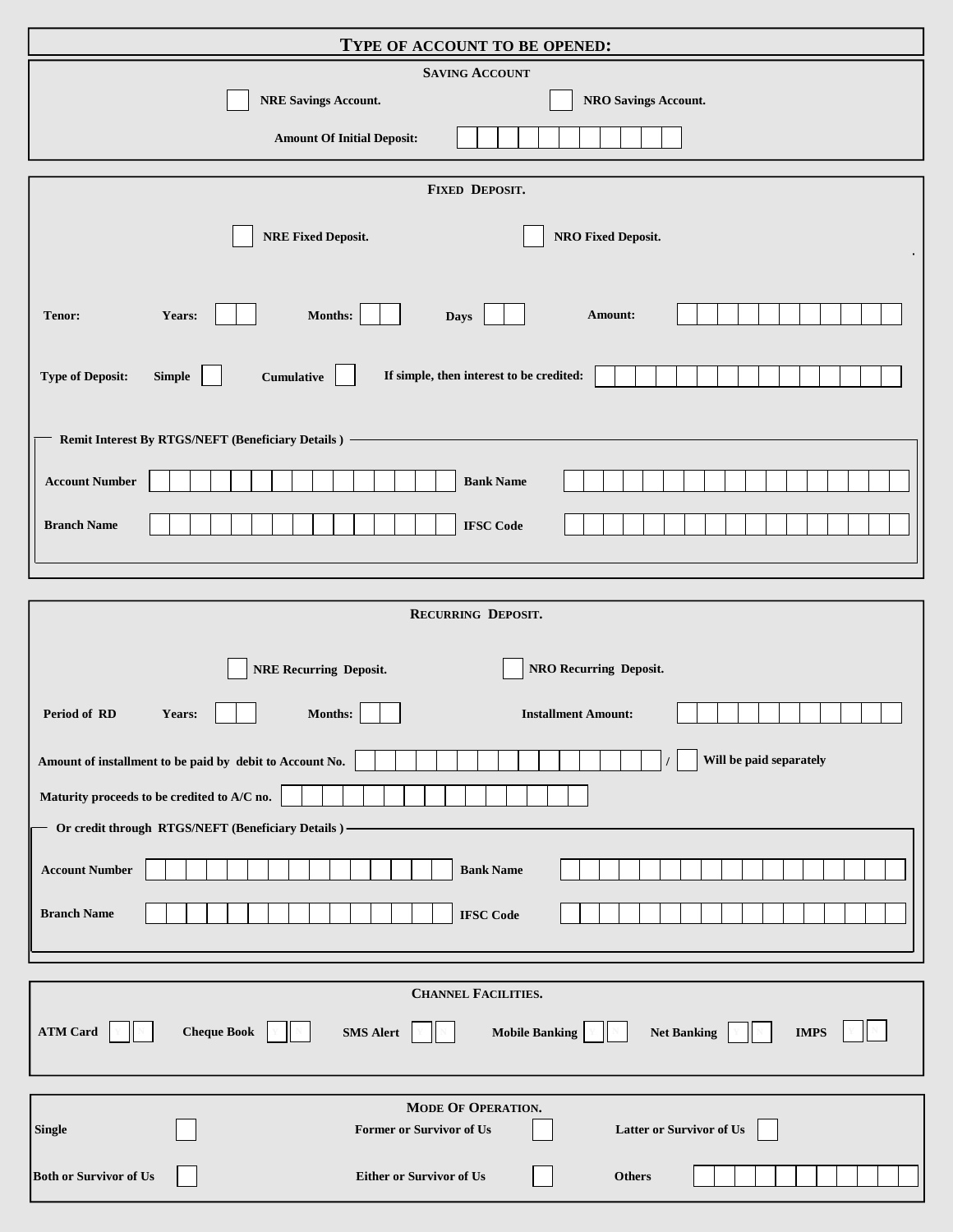# TYPE OF ACCOUNT TO BE OPENED:

## SAVING ACCOUNT

☐ **NRE Savings Account.** ☐ **NRO Savings Account.**

**Amount Of Initial Deposit:** ☐☐☐☐☐☐☐☐☐☐☐

## FIXED DEPOSIT.

☐ **NRE Fixed Deposit.** ☐ **NRO Fixed Deposit.**

**Tenor:** **Years:** ☐☐ **Months:** ☐☐ **Days** ☐☐ **Amount:** ☐☐☐☐☐☐☐☐☐☐☐

**Type of Deposit:** **Simple** ☐ **Cumulative** ☐ **If simple, then interest to be credited:** ☐☐☐☐☐☐☐☐☐☐☐☐☐☐☐

**Remit Interest By RTGS/NEFT (Beneficiary Details )**

| | | | |
|---|---|---|---|
| **Account Number** | ☐☐☐☐☐☐☐☐☐☐☐☐☐☐☐ | **Bank Name** | ☐☐☐☐☐☐☐☐☐☐☐☐☐☐☐☐☐ |
| **Branch Name** | ☐☐☐☐☐☐☐☐☐☐☐☐☐☐☐ | **IFSC Code** | ☐☐☐☐☐☐☐☐☐☐☐☐☐☐☐☐☐ |

## RECURRING DEPOSIT.

☐ **NRE Recurring Deposit.** ☐ **NRO Recurring Deposit.**

**Period of RD** **Years:** ☐☐ **Months:** ☐☐ **Installment Amount:** ☐☐☐☐☐☐☐☐☐☐☐

**Amount of installment to be paid by debit to Account No.** ☐☐☐☐☐☐☐☐☐☐☐☐☐☐☐ / ☐ **Will be paid separately**

**Maturity proceeds to be credited to A/C no.** ☐☐☐☐☐☐☐☐☐☐☐☐☐☐☐

**Or credit through RTGS/NEFT (Beneficiary Details )**

| | | | |
|---|---|---|---|
| **Account Number** | ☐☐☐☐☐☐☐☐☐☐☐☐☐☐☐ | **Bank Name** | ☐☐☐☐☐☐☐☐☐☐☐☐☐☐☐☐☐ |
| **Branch Name** | ☐☐☐☐☐☐☐☐☐☐☐☐☐☐☐ | **IFSC Code** | ☐☐☐☐☐☐☐☐☐☐☐☐☐☐☐☐☐ |

## CHANNEL FACILITIES.

**ATM Card** ☐Y ☐N **Cheque Book** ☐ ☐ **SMS Alert** ☐Y ☐N **Mobile Banking** ☐Y ☐N **Net Banking** ☐Y ☐N **IMPS** ☐Y ☐N

## MODE OF OPERATION.

| | | | | | |
|---|---|---|---|---|---|
| **Single** | ☐ | **Former or Survivor of Us** | ☐ | **Latter or Survivor of Us** | ☐ |
| **Both or Survivor of Us** | ☐ | **Either or Survivor of Us** | ☐ | **Others** | ☐☐☐☐☐☐☐☐☐☐☐ |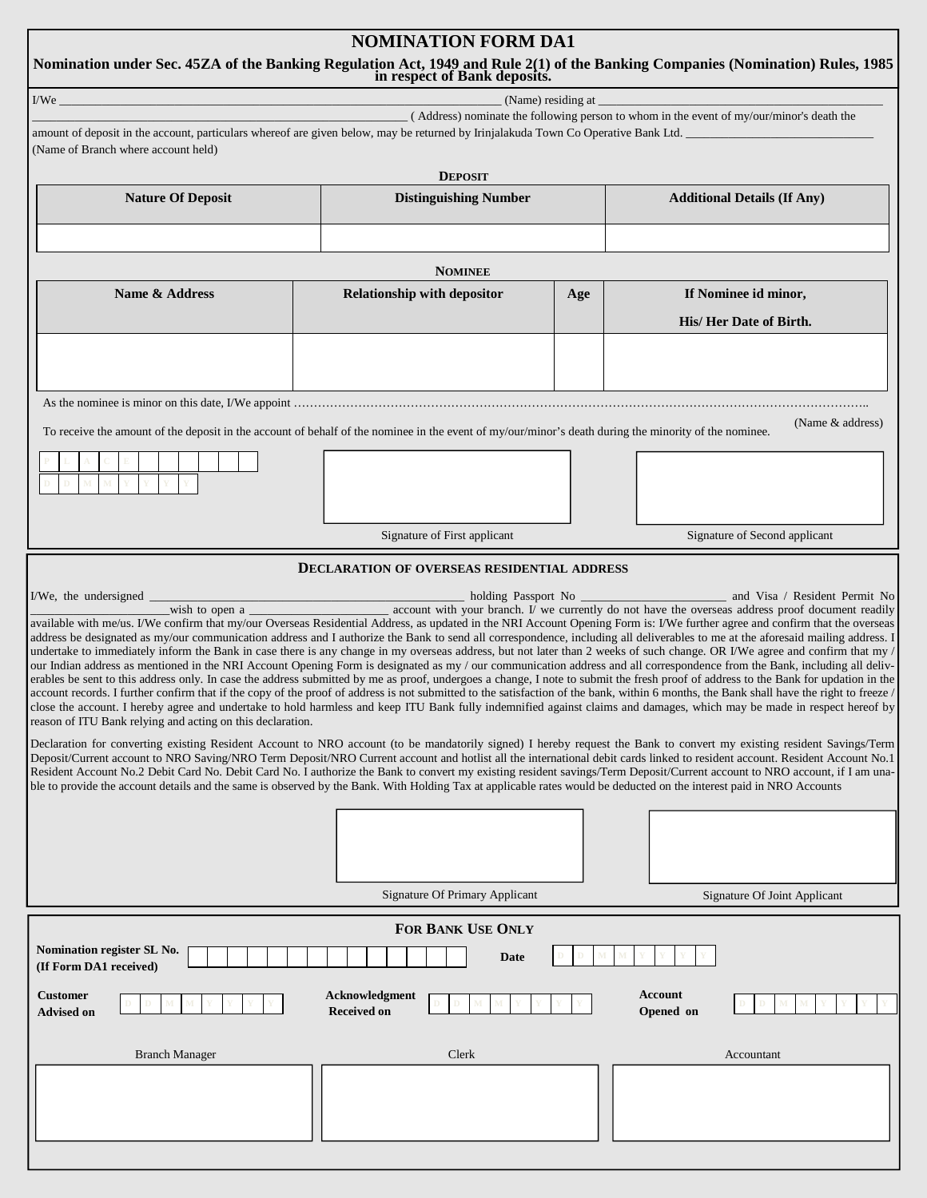# NOMINATION FORM DA1

**Nomination under Sec. 45ZA of the Banking Regulation Act, 1949 and Rule 2(1) of the Banking Companies (Nomination) Rules, 1985 in respect of Bank deposits.**

I/We ____________________________________________________________________________ (Name) residing at ____________________________________________ ______________________________________________________________ ( Address) nominate the following person to whom in the event of my/our/minor's death the amount of deposit in the account, particulars whereof are given below, may be returned by Irinjalakuda Town Co Operative Bank Ltd. ______________________________ (Name of Branch where account held)

**DEPOSIT**

| Nature Of Deposit | Distinguishing Number | Additional Details (If Any) |
|---|---|---|
| | | |

**NOMINEE**

| Name & Address | Relationship with depositor | Age | If Nominee id minor, His/ Her Date of Birth. |
|---|---|---|---|
| | | | |

As the nominee is minor on this date, I/We appoint ……………………………………………………………………………………………………………………………..
(Name & address)

To receive the amount of the deposit in the account of behalf of the nominee in the event of my/our/minor's death during the minority of the nominee.

PLACE

DDMMYYYY

Signature of First applicant

Signature of Second applicant

## DECLARATION OF OVERSEAS RESIDENTIAL ADDRESS

I/We, the undersigned ________________________________________________ holding Passport No ______________________ and Visa / Resident Permit No ______________________wish to open a ______________________ account with your branch. I/ we currently do not have the overseas address proof document readily available with me/us. I/We confirm that my/our Overseas Residential Address, as updated in the NRI Account Opening Form is: I/We further agree and confirm that the overseas address be designated as my/our communication address and I authorize the Bank to send all correspondence, including all deliverables to me at the aforesaid mailing address. I undertake to immediately inform the Bank in case there is any change in my overseas address, but not later than 2 weeks of such change. OR I/We agree and confirm that my / our Indian address as mentioned in the NRI Account Opening Form is designated as my / our communication address and all correspondence from the Bank, including all deliverables be sent to this address only. In case the address submitted by me as proof, undergoes a change, I note to submit the fresh proof of address to the Bank for updation in the account records. I further confirm that if the copy of the proof of address is not submitted to the satisfaction of the bank, within 6 months, the Bank shall have the right to freeze / close the account. I hereby agree and undertake to hold harmless and keep ITU Bank fully indemnified against claims and damages, which may be made in respect hereof by reason of ITU Bank relying and acting on this declaration.

Declaration for converting existing Resident Account to NRO account (to be mandatorily signed) I hereby request the Bank to convert my existing resident Savings/Term Deposit/Current account to NRO Saving/NRO Term Deposit/NRO Current account and hotlist all the international debit cards linked to resident account. Resident Account No.1 Resident Account No.2 Debit Card No. Debit Card No. I authorize the Bank to convert my existing resident savings/Term Deposit/Current account to NRO account, if I am unable to provide the account details and the same is observed by the Bank. With Holding Tax at applicable rates would be deducted on the interest paid in NRO Accounts

Signature Of Primary Applicant

Signature Of Joint Applicant

## FOR BANK USE ONLY

**Nomination register SL No. (If Form DA1 received)** ____________ **Date** DDMMYYYY

**Customer Advised on** DDMMYYYY **Acknowledgment Received on** DDMMYYYY **Account Opened on** DDMMYYYY

| Branch Manager | Clerk | Accountant |
|---|---|---|
| | | |